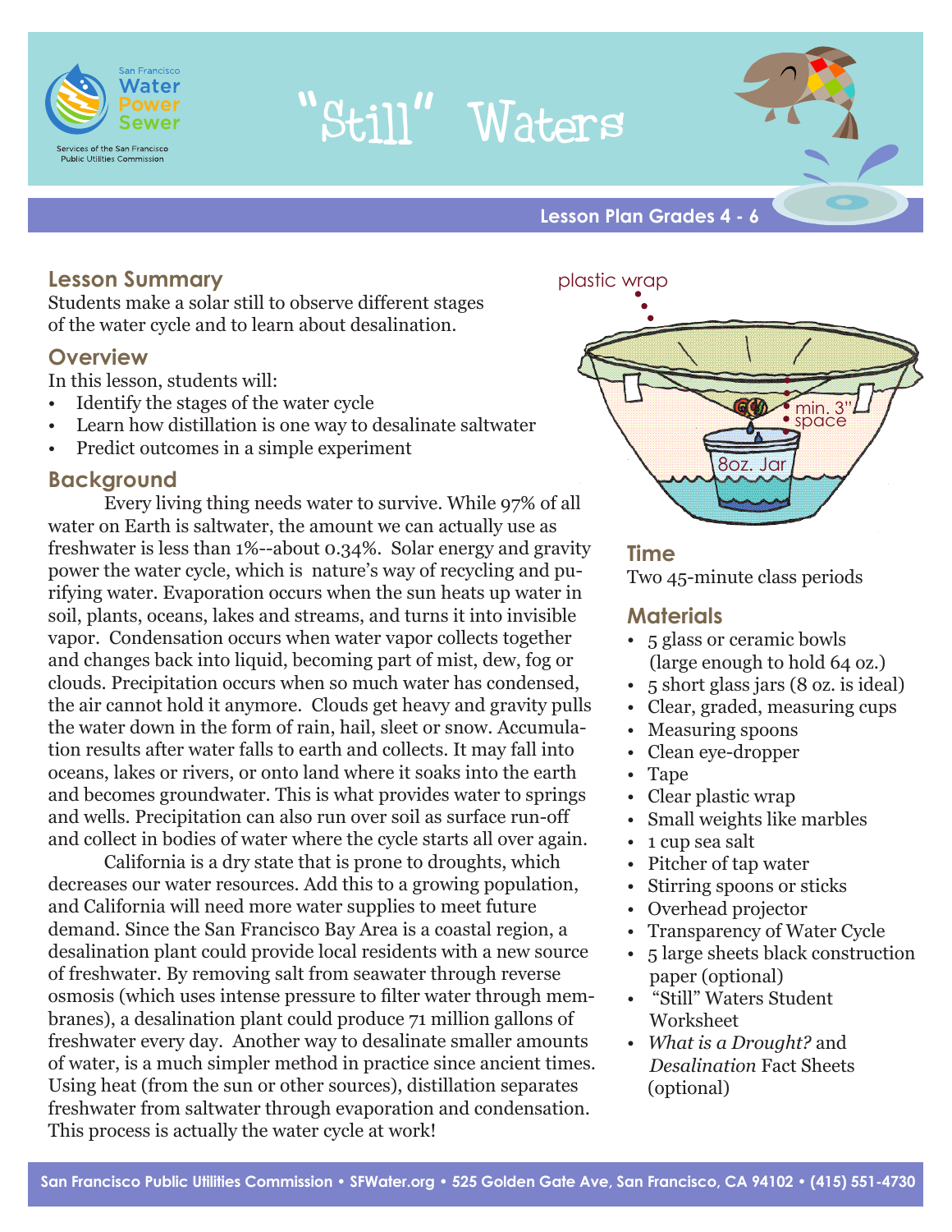# "Still" Waters

San Francisco Water Power Sewer
Services of the San Francisco Public Utilities Commission

**Lesson Plan Grades 4 - 6**

## Lesson Summary

Students make a solar still to observe different stages of the water cycle and to learn about desalination.

## Overview

In this lesson, students will:

- Identify the stages of the water cycle
- Learn how distillation is one way to desalinate saltwater
- Predict outcomes in a simple experiment

## Background

Every living thing needs water to survive. While 97% of all water on Earth is saltwater, the amount we can actually use as freshwater is less than 1%--about 0.34%. Solar energy and gravity power the water cycle, which is nature's way of recycling and purifying water. Evaporation occurs when the sun heats up water in soil, plants, oceans, lakes and streams, and turns it into invisible vapor. Condensation occurs when water vapor collects together and changes back into liquid, becoming part of mist, dew, fog or clouds. Precipitation occurs when so much water has condensed, the air cannot hold it anymore. Clouds get heavy and gravity pulls the water down in the form of rain, hail, sleet or snow. Accumulation results after water falls to earth and collects. It may fall into oceans, lakes or rivers, or onto land where it soaks into the earth and becomes groundwater. This is what provides water to springs and wells. Precipitation can also run over soil as surface run-off and collect in bodies of water where the cycle starts all over again.

California is a dry state that is prone to droughts, which decreases our water resources. Add this to a growing population, and California will need more water supplies to meet future demand. Since the San Francisco Bay Area is a coastal region, a desalination plant could provide local residents with a new source of freshwater. By removing salt from seawater through reverse osmosis (which uses intense pressure to filter water through membranes), a desalination plant could produce 71 million gallons of freshwater every day. Another way to desalinate smaller amounts of water, is a much simpler method in practice since ancient times. Using heat (from the sun or other sources), distillation separates freshwater from saltwater through evaporation and condensation. This process is actually the water cycle at work!

plastic wrap

min. 3" space

8oz. Jar

## Time

Two 45-minute class periods

## Materials

- 5 glass or ceramic bowls (large enough to hold 64 oz.)
- 5 short glass jars (8 oz. is ideal)
- Clear, graded, measuring cups
- Measuring spoons
- Clean eye-dropper
- Tape
- Clear plastic wrap
- Small weights like marbles
- 1 cup sea salt
- Pitcher of tap water
- Stirring spoons or sticks
- Overhead projector
- Transparency of Water Cycle
- 5 large sheets black construction paper (optional)
- "Still" Waters Student Worksheet
- *What is a Drought?* and *Desalination* Fact Sheets (optional)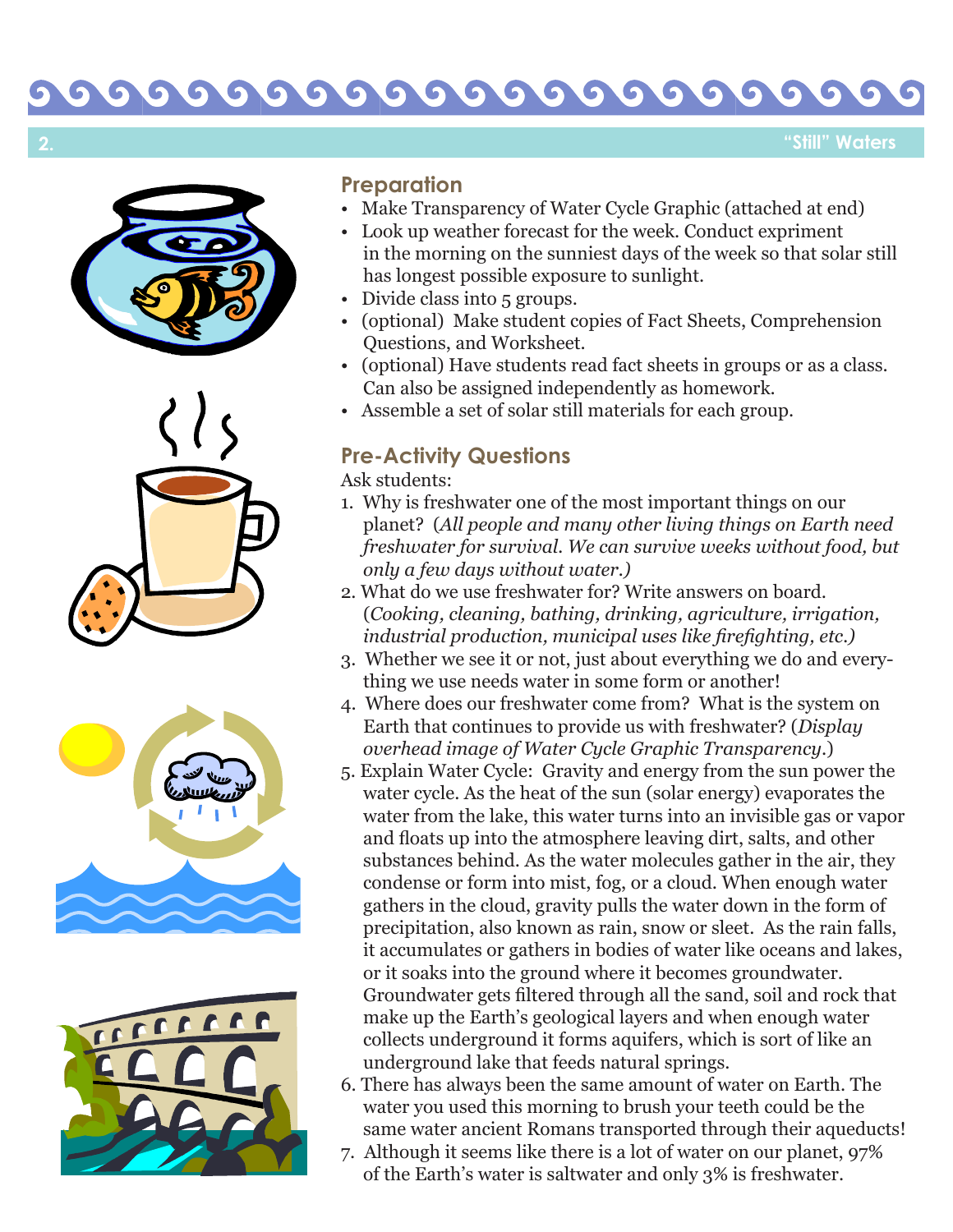## "Still" Waters

### Preparation

- Make Transparency of Water Cycle Graphic (attached at end)
- Look up weather forecast for the week. Conduct expriment in the morning on the sunniest days of the week so that solar still has longest possible exposure to sunlight.
- Divide class into 5 groups.
- (optional) Make student copies of Fact Sheets, Comprehension Questions, and Worksheet.
- (optional) Have students read fact sheets in groups or as a class. Can also be assigned independently as homework.
- Assemble a set of solar still materials for each group.

### Pre-Activity Questions

Ask students:

1. Why is freshwater one of the most important things on our planet? (*All people and many other living things on Earth need freshwater for survival. We can survive weeks without food, but only a few days without water.*)
2. What do we use freshwater for? Write answers on board. (*Cooking, cleaning, bathing, drinking, agriculture, irrigation, industrial production, municipal uses like firefighting, etc.)*
3. Whether we see it or not, just about everything we do and everything we use needs water in some form or another!
4. Where does our freshwater come from? What is the system on Earth that continues to provide us with freshwater? (*Display overhead image of Water Cycle Graphic Transparency.*)
5. Explain Water Cycle: Gravity and energy from the sun power the water cycle. As the heat of the sun (solar energy) evaporates the water from the lake, this water turns into an invisible gas or vapor and floats up into the atmosphere leaving dirt, salts, and other substances behind. As the water molecules gather in the air, they condense or form into mist, fog, or a cloud. When enough water gathers in the cloud, gravity pulls the water down in the form of precipitation, also known as rain, snow or sleet. As the rain falls, it accumulates or gathers in bodies of water like oceans and lakes, or it soaks into the ground where it becomes groundwater. Groundwater gets filtered through all the sand, soil and rock that make up the Earth's geological layers and when enough water collects underground it forms aquifers, which is sort of like an underground lake that feeds natural springs.
6. There has always been the same amount of water on Earth. The water you used this morning to brush your teeth could be the same water ancient Romans transported through their aqueducts!
7. Although it seems like there is a lot of water on our planet, 97% of the Earth's water is saltwater and only 3% is freshwater.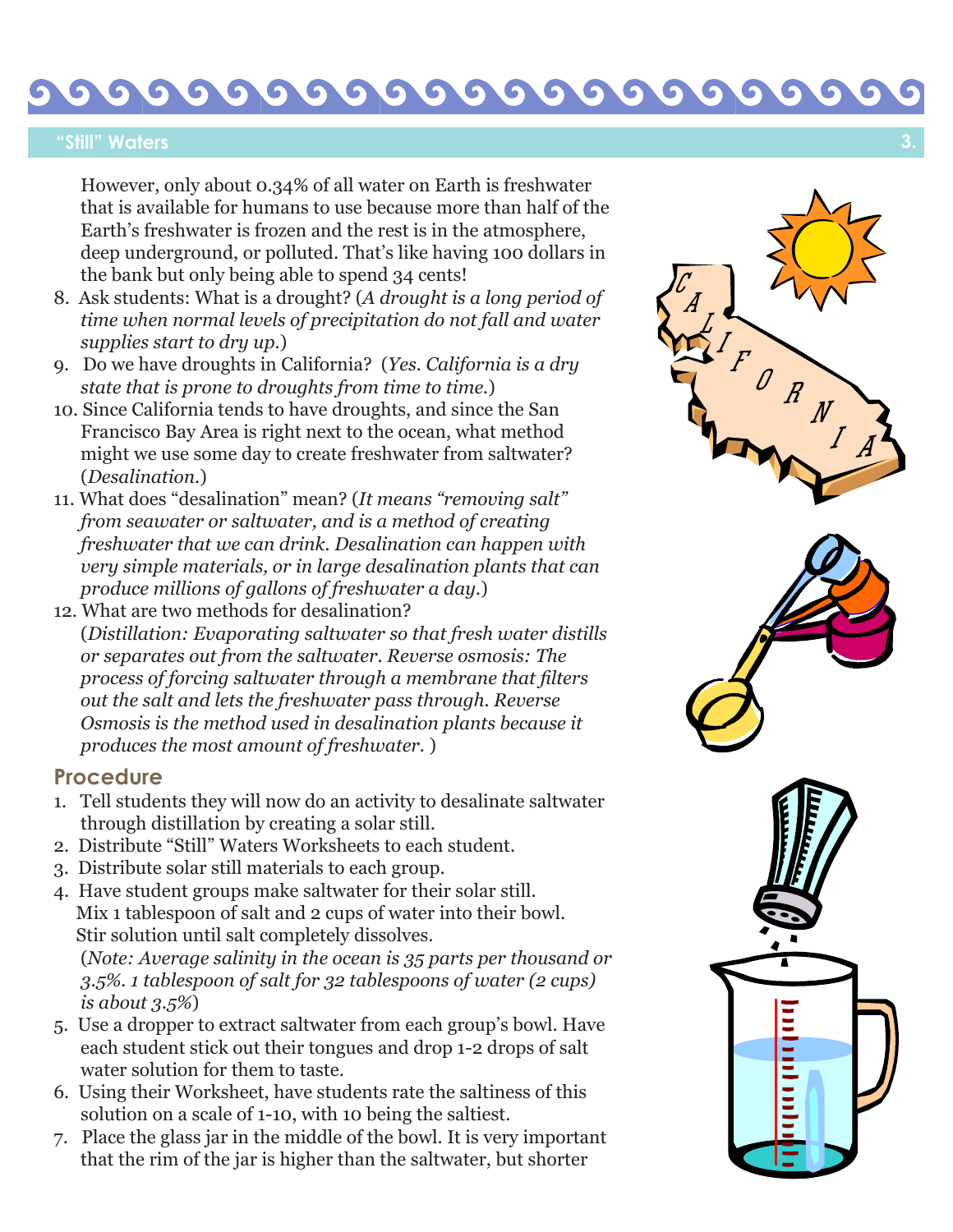However, only about 0.34% of all water on Earth is freshwater that is available for humans to use because more than half of the Earth's freshwater is frozen and the rest is in the atmosphere, deep underground, or polluted. That's like having 100 dollars in the bank but only being able to spend 34 cents!

8. Ask students: What is a drought? (*A drought is a long period of time when normal levels of precipitation do not fall and water supplies start to dry up.*)
9. Do we have droughts in California? (*Yes. California is a dry state that is prone to droughts from time to time.*)
10. Since California tends to have droughts, and since the San Francisco Bay Area is right next to the ocean, what method might we use some day to create freshwater from saltwater? (*Desalination.*)
11. What does "desalination" mean? (*It means "removing salt" from seawater or saltwater, and is a method of creating freshwater that we can drink. Desalination can happen with very simple materials, or in large desalination plants that can produce millions of gallons of freshwater a day.*)
12. What are two methods for desalination? (*Distillation: Evaporating saltwater so that fresh water distills or separates out from the saltwater. Reverse osmosis: The process of forcing saltwater through a membrane that filters out the salt and lets the freshwater pass through. Reverse Osmosis is the method used in desalination plants because it produces the most amount of freshwater.* )

## Procedure

1. Tell students they will now do an activity to desalinate saltwater through distillation by creating a solar still.
2. Distribute "Still" Waters Worksheets to each student.
3. Distribute solar still materials to each group.
4. Have student groups make saltwater for their solar still. Mix 1 tablespoon of salt and 2 cups of water into their bowl. Stir solution until salt completely dissolves. (*Note: Average salinity in the ocean is 35 parts per thousand or 3.5%. 1 tablespoon of salt for 32 tablespoons of water (2 cups) is about 3.5%*)
5. Use a dropper to extract saltwater from each group's bowl. Have each student stick out their tongues and drop 1-2 drops of salt water solution for them to taste.
6. Using their Worksheet, have students rate the saltiness of this solution on a scale of 1-10, with 10 being the saltiest.
7. Place the glass jar in the middle of the bowl. It is very important that the rim of the jar is higher than the saltwater, but shorter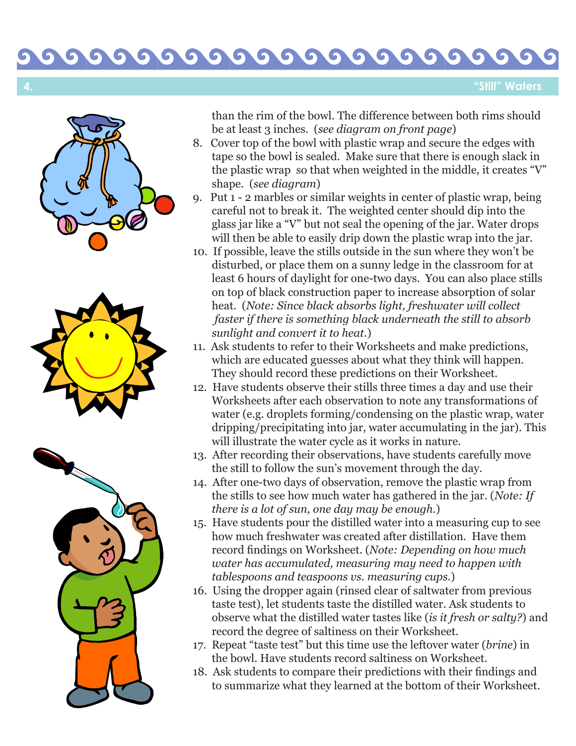than the rim of the bowl. The difference between both rims should be at least 3 inches. (*see diagram on front page*)

8. Cover top of the bowl with plastic wrap and secure the edges with tape so the bowl is sealed. Make sure that there is enough slack in the plastic wrap so that when weighted in the middle, it creates "V" shape. (*see diagram*)
9. Put 1 - 2 marbles or similar weights in center of plastic wrap, being careful not to break it. The weighted center should dip into the glass jar like a "V" but not seal the opening of the jar. Water drops will then be able to easily drip down the plastic wrap into the jar.
10. If possible, leave the stills outside in the sun where they won't be disturbed, or place them on a sunny ledge in the classroom for at least 6 hours of daylight for one-two days. You can also place stills on top of black construction paper to increase absorption of solar heat. (*Note: Since black absorbs light, freshwater will collect faster if there is something black underneath the still to absorb sunlight and convert it to heat.*)
11. Ask students to refer to their Worksheets and make predictions, which are educated guesses about what they think will happen. They should record these predictions on their Worksheet.
12. Have students observe their stills three times a day and use their Worksheets after each observation to note any transformations of water (e.g. droplets forming/condensing on the plastic wrap, water dripping/precipitating into jar, water accumulating in the jar). This will illustrate the water cycle as it works in nature.
13. After recording their observations, have students carefully move the still to follow the sun's movement through the day.
14. After one-two days of observation, remove the plastic wrap from the stills to see how much water has gathered in the jar. (*Note: If there is a lot of sun, one day may be enough.*)
15. Have students pour the distilled water into a measuring cup to see how much freshwater was created after distillation. Have them record findings on Worksheet. (*Note: Depending on how much water has accumulated, measuring may need to happen with tablespoons and teaspoons vs. measuring cups.*)
16. Using the dropper again (rinsed clear of saltwater from previous taste test), let students taste the distilled water. Ask students to observe what the distilled water tastes like (*is it fresh or salty?*) and record the degree of saltiness on their Worksheet.
17. Repeat "taste test" but this time use the leftover water (*brine*) in the bowl. Have students record saltiness on Worksheet.
18. Ask students to compare their predictions with their findings and to summarize what they learned at the bottom of their Worksheet.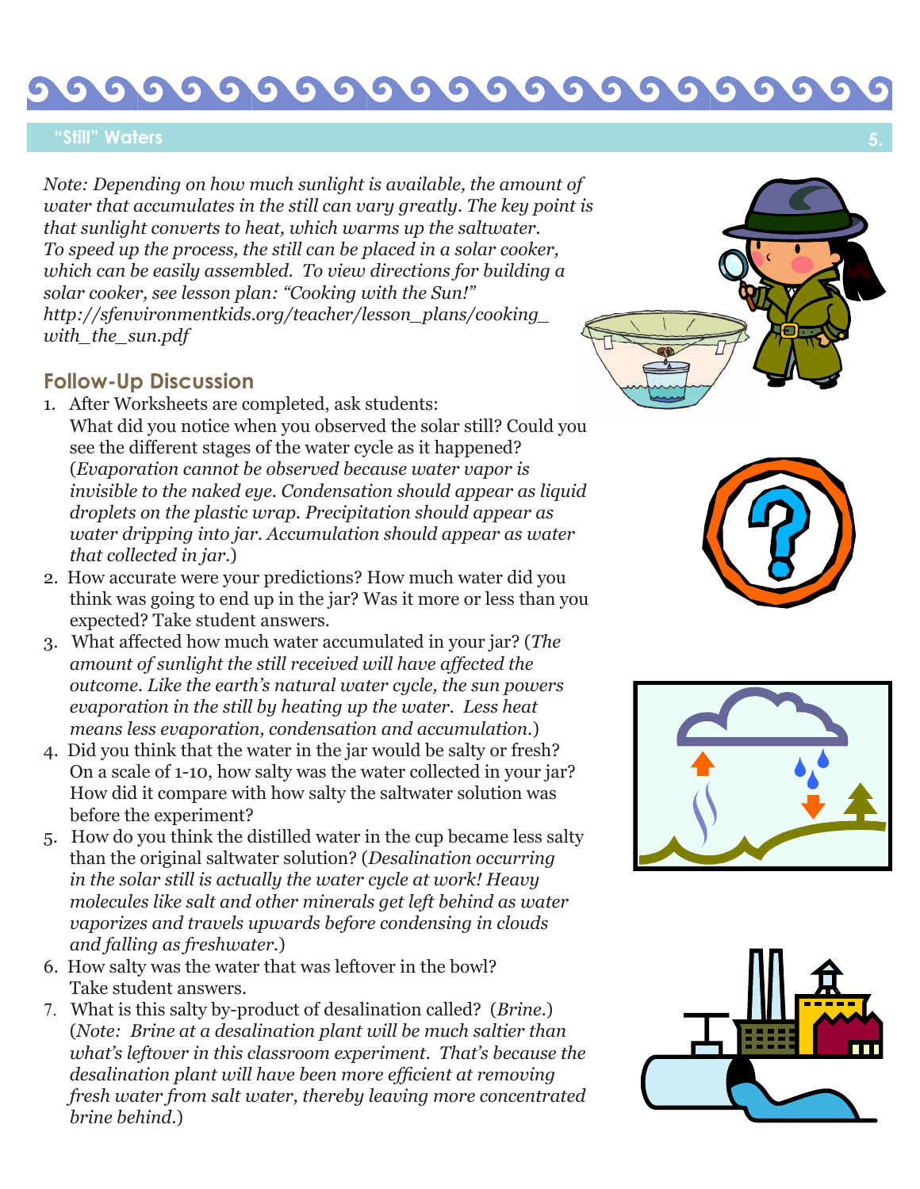*Note: Depending on how much sunlight is available, the amount of water that accumulates in the still can vary greatly. The key point is that sunlight converts to heat, which warms up the saltwater. To speed up the process, the still can be placed in a solar cooker, which can be easily assembled. To view directions for building a solar cooker, see lesson plan: "Cooking with the Sun!" http://sfenvironmentkids.org/teacher/lesson_plans/cooking_with_the_sun.pdf*

## Follow-Up Discussion

1. After Worksheets are completed, ask students:
   What did you notice when you observed the solar still? Could you see the different stages of the water cycle as it happened? (*Evaporation cannot be observed because water vapor is invisible to the naked eye. Condensation should appear as liquid droplets on the plastic wrap. Precipitation should appear as water dripping into jar. Accumulation should appear as water that collected in jar.*)
2. How accurate were your predictions? How much water did you think was going to end up in the jar? Was it more or less than you expected? Take student answers.
3. What affected how much water accumulated in your jar? (*The amount of sunlight the still received will have affected the outcome. Like the earth's natural water cycle, the sun powers evaporation in the still by heating up the water. Less heat means less evaporation, condensation and accumulation.*)
4. Did you think that the water in the jar would be salty or fresh? On a scale of 1-10, how salty was the water collected in your jar? How did it compare with how salty the saltwater solution was before the experiment?
5. How do you think the distilled water in the cup became less salty than the original saltwater solution? (*Desalination occurring in the solar still is actually the water cycle at work! Heavy molecules like salt and other minerals get left behind as water vaporizes and travels upwards before condensing in clouds and falling as freshwater.*)
6. How salty was the water that was leftover in the bowl? Take student answers.
7. What is this salty by-product of desalination called? (*Brine.*) (*Note: Brine at a desalination plant will be much saltier than what's leftover in this classroom experiment. That's because the desalination plant will have been more efficient at removing fresh water from salt water, thereby leaving more concentrated brine behind.*)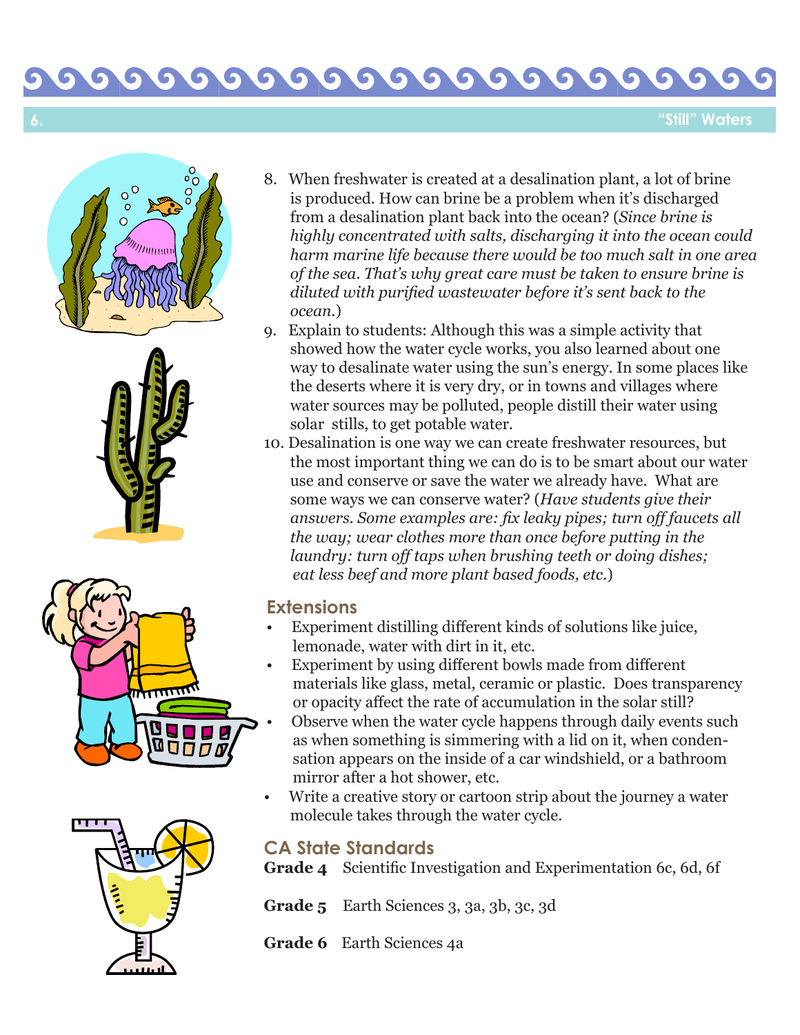8. When freshwater is created at a desalination plant, a lot of brine is produced. How can brine be a problem when it's discharged from a desalination plant back into the ocean? (*Since brine is highly concentrated with salts, discharging it into the ocean could harm marine life because there would be too much salt in one area of the sea. That's why great care must be taken to ensure brine is diluted with purified wastewater before it's sent back to the ocean.*)
9. Explain to students: Although this was a simple activity that showed how the water cycle works, you also learned about one way to desalinate water using the sun's energy. In some places like the deserts where it is very dry, or in towns and villages where water sources may be polluted, people distill their water using solar stills, to get potable water.
10. Desalination is one way we can create freshwater resources, but the most important thing we can do is to be smart about our water use and conserve or save the water we already have. What are some ways we can conserve water? (*Have students give their answers. Some examples are: fix leaky pipes; turn off faucets all the way; wear clothes more than once before putting in the laundry: turn off taps when brushing teeth or doing dishes; eat less beef and more plant based foods, etc.*)

## Extensions

- Experiment distilling different kinds of solutions like juice, lemonade, water with dirt in it, etc.
- Experiment by using different bowls made from different materials like glass, metal, ceramic or plastic. Does transparency or opacity affect the rate of accumulation in the solar still?
- Observe when the water cycle happens through daily events such as when something is simmering with a lid on it, when condensation appears on the inside of a car windshield, or a bathroom mirror after a hot shower, etc.
- Write a creative story or cartoon strip about the journey a water molecule takes through the water cycle.

## CA State Standards

**Grade 4** Scientific Investigation and Experimentation 6c, 6d, 6f

**Grade 5** Earth Sciences 3, 3a, 3b, 3c, 3d

**Grade 6** Earth Sciences 4a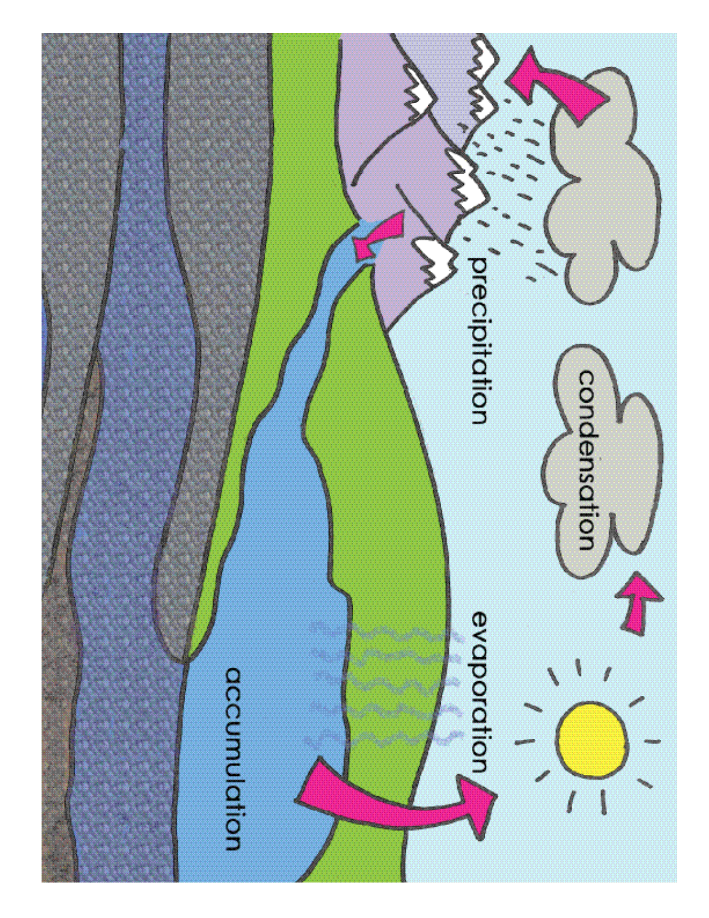precipitation

condensation

evaporation

accumulation